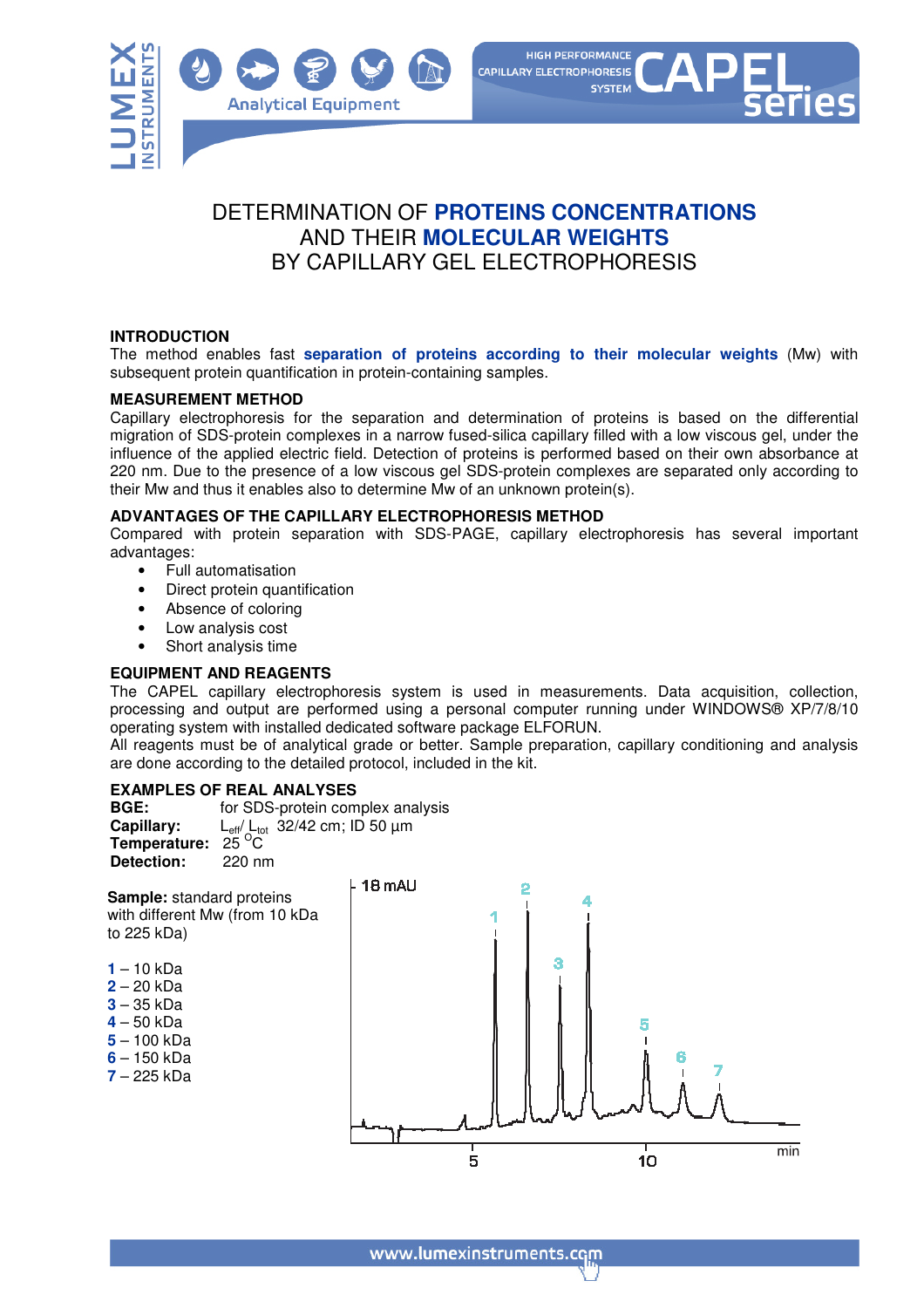# DETERMINATION OF PROTEINS CONCENTRATIONS AND THEIR MOLECULAR WEIGHTS BY CAPILLARY GEL ELECTROPHORESIS

## INTRODUCTION

The method enables fast **separation of proteins according to their molecular weights** (Mw) with subsequent protein quantification in protein-containing samples.

## MEASUREMENT METHOD

Capillary electrophoresis for the separation and determination of proteins is based on the differential migration of SDS-protein complexes in a narrow fused-silica capillary filled with a low viscous gel, under the influence of the applied electric field. Detection of proteins is performed based on their own absorbance at 220 nm. Due to the presence of a low viscous gel SDS-protein complexes are separated only according to their Mw and thus it enables also to determine Mw of an unknown protein(s).

## ADVANTAGES OF THE CAPILLARY ELECTROPHORESIS METHOD

Compared with protein separation with SDS-PAGE, capillary electrophoresis has several important advantages:

- Full automatisation
- Direct protein quantification
- Absence of coloring
- Low analysis cost
- Short analysis time

## EQUIPMENT AND REAGENTS

The CAPEL capillary electrophoresis system is used in measurements. Data acquisition, collection, processing and output are performed using a personal computer running under WINDOWS® XP/7/8/10 operating system with installed dedicated software package ELFORUN.

All reagents must be of analytical grade or better. Sample preparation, capillary conditioning and analysis are done according to the detailed protocol, included in the kit.

## EXAMPLES OF REAL ANALYSES

**BGE:** for SDS-protein complex analysis
**Capillary:** $L_{eff}/L_{tot}$ 32/42 cm; ID 50 µm
**Temperature:** 25 $^{o}$C
**Detection:** 220 nm

**Sample:** standard proteins with different Mw (from 10 kDa to 225 kDa)

**1** – 10 kDa
**2** – 20 kDa
**3** – 35 kDa
**4** – 50 kDa
**5** – 100 kDa
**6** – 150 kDa
**7** – 225 kDa

www.lumexinstruments.com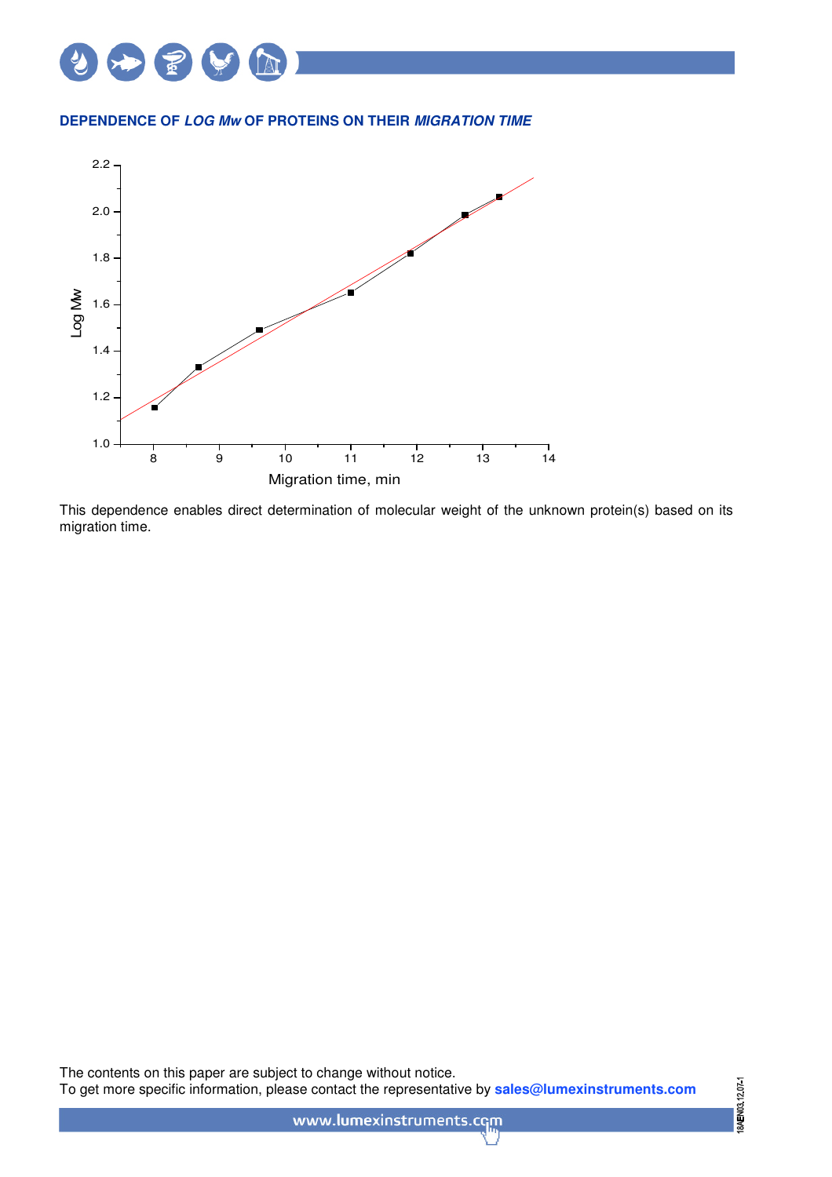## DEPENDENCE OF *LOG Mw* OF PROTEINS ON THEIR *MIGRATION TIME*

Log Mw

2.2
2.0
1.8
1.6
1.4
1.2
1.0

8 9 10 11 12 13 14

Migration time, min

This dependence enables direct determination of molecular weight of the unknown protein(s) based on its migration time.

The contents on this paper are subject to change without notice.
To get more specific information, please contact the representative by **sales@lumexinstruments.com**

www.lumexinstruments.com